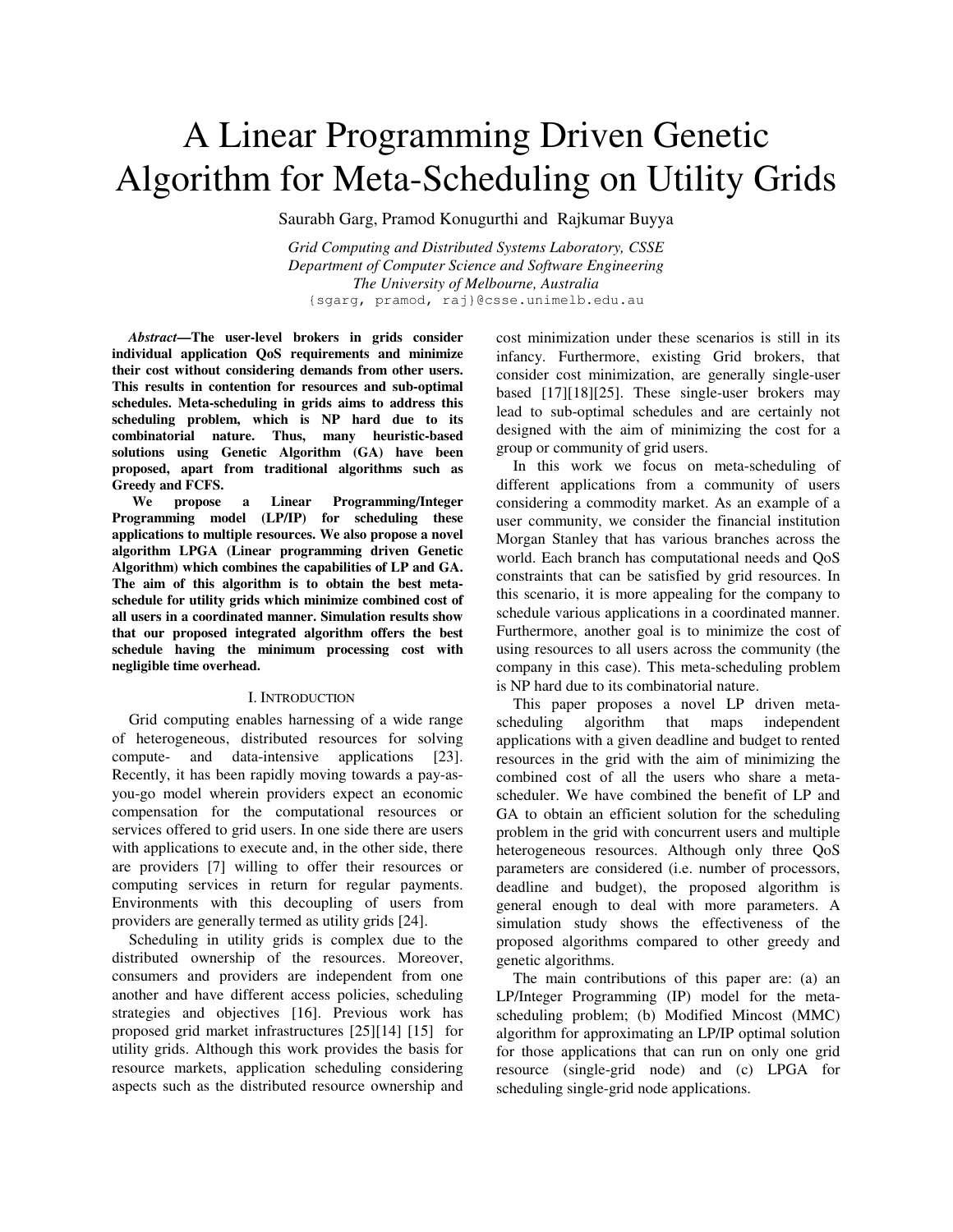// A Linear Programming Driven Genetic Algorithm for Meta-Scheduling on Utility Grids

Saurabh Garg, Pramod Konugurthi and Rajkumar Buyya

*Grid Computing and Distributed Systems Laboratory, CSSE*
*Department of Computer Science and Software Engineering*
*The University of Melbourne, Australia*
{sgarg, pramod, raj}@csse.unimelb.edu.au

***Abstract*—The user-level brokers in grids consider individual application QoS requirements and minimize their cost without considering demands from other users. This results in contention for resources and sub-optimal schedules. Meta-scheduling in grids aims to address this scheduling problem, which is NP hard due to its combinatorial nature. Thus, many heuristic-based solutions using Genetic Algorithm (GA) have been proposed, apart from traditional algorithms such as Greedy and FCFS.**

**We propose a Linear Programming/Integer Programming model (LP/IP) for scheduling these applications to multiple resources. We also propose a novel algorithm LPGA (Linear programming driven Genetic Algorithm) which combines the capabilities of LP and GA. The aim of this algorithm is to obtain the best meta-schedule for utility grids which minimize combined cost of all users in a coordinated manner. Simulation results show that our proposed integrated algorithm offers the best schedule having the minimum processing cost with negligible time overhead.**

## I. Introduction

Grid computing enables harnessing of a wide range of heterogeneous, distributed resources for solving compute- and data-intensive applications [23]. Recently, it has been rapidly moving towards a pay-as-you-go model wherein providers expect an economic compensation for the computational resources or services offered to grid users. In one side there are users with applications to execute and, in the other side, there are providers [7] willing to offer their resources or computing services in return for regular payments. Environments with this decoupling of users from providers are generally termed as utility grids [24].

Scheduling in utility grids is complex due to the distributed ownership of the resources. Moreover, consumers and providers are independent from one another and have different access policies, scheduling strategies and objectives [16]. Previous work has proposed grid market infrastructures [25][14] [15] for utility grids. Although this work provides the basis for resource markets, application scheduling considering aspects such as the distributed resource ownership and cost minimization under these scenarios is still in its infancy. Furthermore, existing Grid brokers, that consider cost minimization, are generally single-user based [17][18][25]. These single-user brokers may lead to sub-optimal schedules and are certainly not designed with the aim of minimizing the cost for a group or community of grid users.

In this work we focus on meta-scheduling of different applications from a community of users considering a commodity market. As an example of a user community, we consider the financial institution Morgan Stanley that has various branches across the world. Each branch has computational needs and QoS constraints that can be satisfied by grid resources. In this scenario, it is more appealing for the company to schedule various applications in a coordinated manner. Furthermore, another goal is to minimize the cost of using resources to all users across the community (the company in this case). This meta-scheduling problem is NP hard due to its combinatorial nature.

This paper proposes a novel LP driven meta-scheduling algorithm that maps independent applications with a given deadline and budget to rented resources in the grid with the aim of minimizing the combined cost of all the users who share a meta-scheduler. We have combined the benefit of LP and GA to obtain an efficient solution for the scheduling problem in the grid with concurrent users and multiple heterogeneous resources. Although only three QoS parameters are considered (i.e. number of processors, deadline and budget), the proposed algorithm is general enough to deal with more parameters. A simulation study shows the effectiveness of the proposed algorithms compared to other greedy and genetic algorithms.

The main contributions of this paper are: (a) an LP/Integer Programming (IP) model for the meta-scheduling problem; (b) Modified Mincost (MMC) algorithm for approximating an LP/IP optimal solution for those applications that can run on only one grid resource (single-grid node) and (c) LPGA for scheduling single-grid node applications.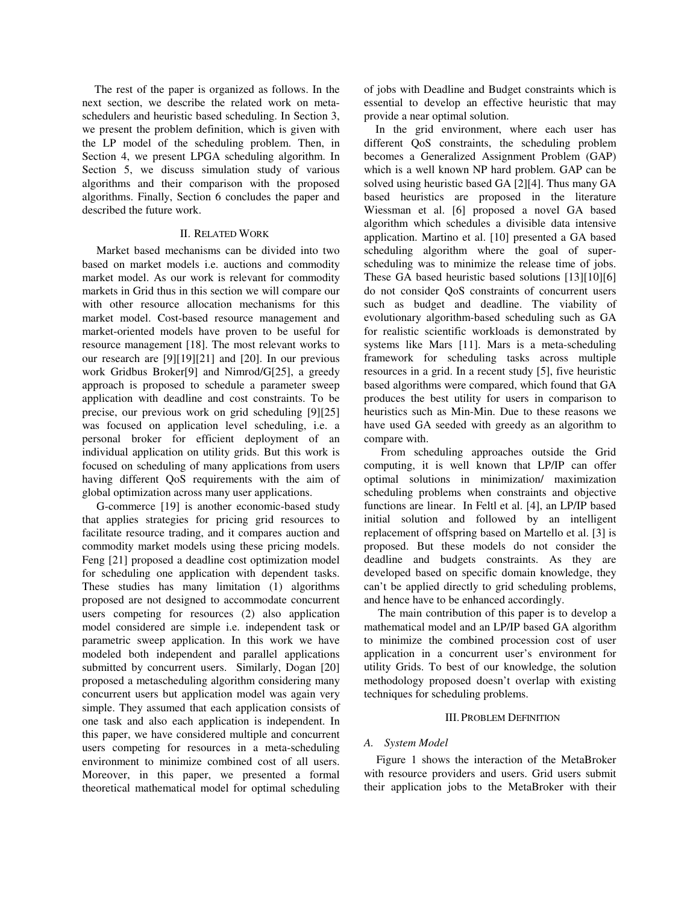The rest of the paper is organized as follows. In the next section, we describe the related work on meta-schedulers and heuristic based scheduling. In Section 3, we present the problem definition, which is given with the LP model of the scheduling problem. Then, in Section 4, we present LPGA scheduling algorithm. In Section 5, we discuss simulation study of various algorithms and their comparison with the proposed algorithms. Finally, Section 6 concludes the paper and described the future work.

## II. Related Work

Market based mechanisms can be divided into two based on market models i.e. auctions and commodity market model. As our work is relevant for commodity markets in Grid thus in this section we will compare our with other resource allocation mechanisms for this market model. Cost-based resource management and market-oriented models have proven to be useful for resource management [18]. The most relevant works to our research are [9][19][21] and [20]. In our previous work Gridbus Broker[9] and Nimrod/G[25], a greedy approach is proposed to schedule a parameter sweep application with deadline and cost constraints. To be precise, our previous work on grid scheduling [9][25] was focused on application level scheduling, i.e. a personal broker for efficient deployment of an individual application on utility grids. But this work is focused on scheduling of many applications from users having different QoS requirements with the aim of global optimization across many user applications.

G-commerce [19] is another economic-based study that applies strategies for pricing grid resources to facilitate resource trading, and it compares auction and commodity market models using these pricing models. Feng [21] proposed a deadline cost optimization model for scheduling one application with dependent tasks. These studies has many limitation (1) algorithms proposed are not designed to accommodate concurrent users competing for resources (2) also application model considered are simple i.e. independent task or parametric sweep application. In this work we have modeled both independent and parallel applications submitted by concurrent users. Similarly, Dogan [20] proposed a metascheduling algorithm considering many concurrent users but application model was again very simple. They assumed that each application consists of one task and also each application is independent. In this paper, we have considered multiple and concurrent users competing for resources in a meta-scheduling environment to minimize combined cost of all users. Moreover, in this paper, we presented a formal theoretical mathematical model for optimal scheduling of jobs with Deadline and Budget constraints which is essential to develop an effective heuristic that may provide a near optimal solution.

In the grid environment, where each user has different QoS constraints, the scheduling problem becomes a Generalized Assignment Problem (GAP) which is a well known NP hard problem. GAP can be solved using heuristic based GA [2][4]. Thus many GA based heuristics are proposed in the literature Wiessman et al. [6] proposed a novel GA based algorithm which schedules a divisible data intensive application. Martino et al. [10] presented a GA based scheduling algorithm where the goal of super-scheduling was to minimize the release time of jobs. These GA based heuristic based solutions [13][10][6] do not consider QoS constraints of concurrent users such as budget and deadline. The viability of evolutionary algorithm-based scheduling such as GA for realistic scientific workloads is demonstrated by systems like Mars [11]. Mars is a meta-scheduling framework for scheduling tasks across multiple resources in a grid. In a recent study [5], five heuristic based algorithms were compared, which found that GA produces the best utility for users in comparison to heuristics such as Min-Min. Due to these reasons we have used GA seeded with greedy as an algorithm to compare with.

From scheduling approaches outside the Grid computing, it is well known that LP/IP can offer optimal solutions in minimization/ maximization scheduling problems when constraints and objective functions are linear. In Feltl et al. [4], an LP/IP based initial solution and followed by an intelligent replacement of offspring based on Martello et al. [3] is proposed. But these models do not consider the deadline and budgets constraints. As they are developed based on specific domain knowledge, they can't be applied directly to grid scheduling problems, and hence have to be enhanced accordingly.

The main contribution of this paper is to develop a mathematical model and an LP/IP based GA algorithm to minimize the combined procession cost of user application in a concurrent user's environment for utility Grids. To best of our knowledge, the solution methodology proposed doesn't overlap with existing techniques for scheduling problems.

## III. Problem Definition

### *A. System Model*

Figure 1 shows the interaction of the MetaBroker with resource providers and users. Grid users submit their application jobs to the MetaBroker with their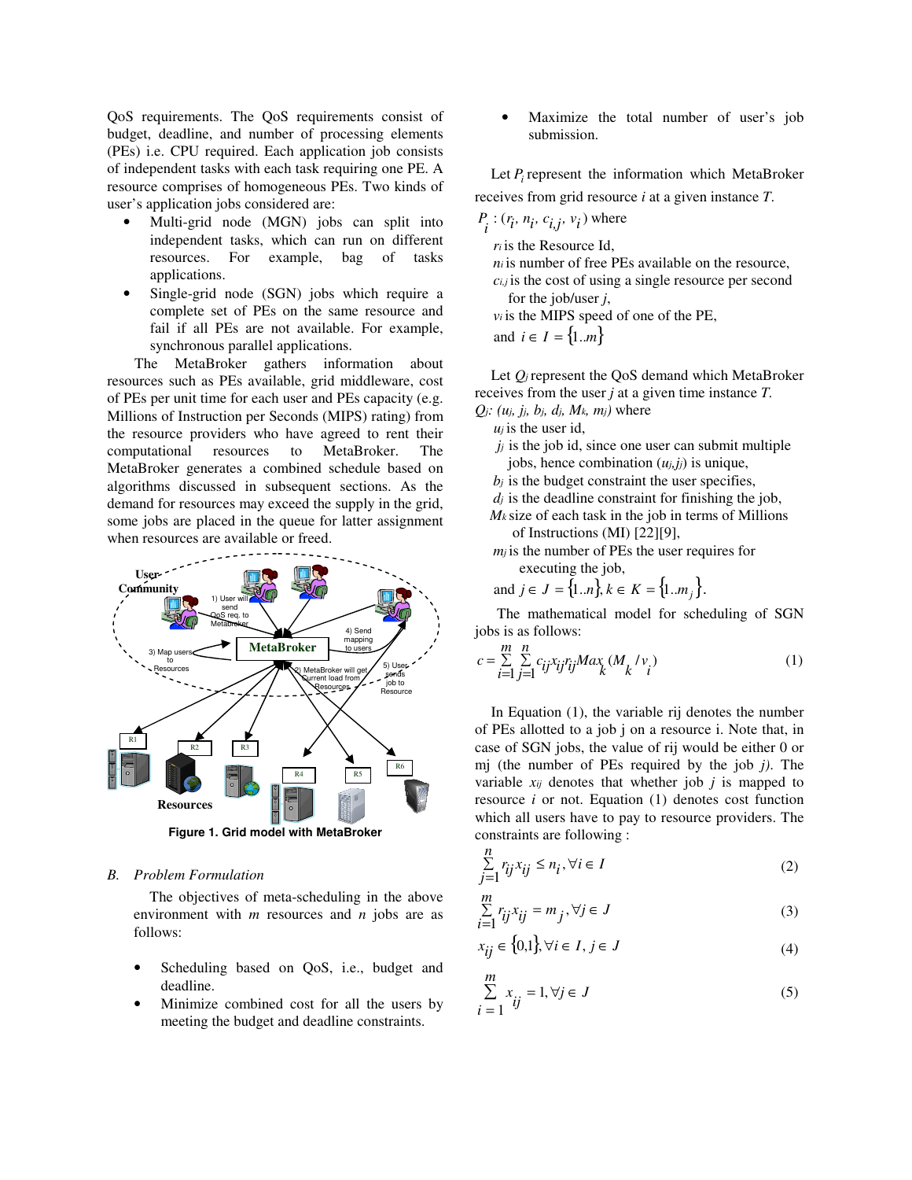QoS requirements. The QoS requirements consist of budget, deadline, and number of processing elements (PEs) i.e. CPU required. Each application job consists of independent tasks with each task requiring one PE. A resource comprises of homogeneous PEs. Two kinds of user's application jobs considered are:

- Multi-grid node (MGN) jobs can split into independent tasks, which can run on different resources. For example, bag of tasks applications.
- Single-grid node (SGN) jobs which require a complete set of PEs on the same resource and fail if all PEs are not available. For example, synchronous parallel applications.

The MetaBroker gathers information about resources such as PEs available, grid middleware, cost of PEs per unit time for each user and PEs capacity (e.g. Millions of Instruction per Seconds (MIPS) rating) from the resource providers who have agreed to rent their computational resources to MetaBroker. The MetaBroker generates a combined schedule based on algorithms discussed in subsequent sections. As the demand for resources may exceed the supply in the grid, some jobs are placed in the queue for latter assignment when resources are available or freed.

**Figure 1. Grid model with MetaBroker**

### B. Problem Formulation

The objectives of meta-scheduling in the above environment with *m* resources and *n* jobs are as follows:

- Scheduling based on QoS, i.e., budget and deadline.
- Minimize combined cost for all the users by meeting the budget and deadline constraints.
- Maximize the total number of user's job submission.

Let $P_i$ represent the information which MetaBroker receives from grid resource *i* at a given instance *T*.

$P_i : (r_i, n_i, c_{i,j}, v_i)$ where

$r_i$ is the Resource Id,
$n_i$ is number of free PEs available on the resource,
$c_{i,j}$ is the cost of using a single resource per second for the job/user *j*,
$v_i$ is the MIPS speed of one of the PE,
and $i \in I = \{1..m\}$

Let $Q_j$ represent the QoS demand which MetaBroker receives from the user *j* at a given time instance *T*.
$Q_j$: $(u_j, j_j, b_j, d_j, M_k, m_j)$ where

$u_j$ is the user id,
$j_j$ is the job id, since one user can submit multiple jobs, hence combination $(u_j, j_j)$ is unique,
$b_j$ is the budget constraint the user specifies,
$d_j$ is the deadline constraint for finishing the job,
$M_k$ size of each task in the job in terms of Millions of Instructions (MI) [22][9],
$m_j$ is the number of PEs the user requires for executing the job,
and $j \in J = \{1..n\}, k \in K = \{1..m_j\}$.

The mathematical model for scheduling of SGN jobs is as follows:

$$c = \sum_{i=1}^{m} \sum_{j=1}^{n} c_{ij} x_{ij} r_{ij} Max_k (M_k / v_i) \quad (1)$$

In Equation (1), the variable rij denotes the number of PEs allotted to a job j on a resource i. Note that, in case of SGN jobs, the value of rij would be either 0 or mj (the number of PEs required by the job *j*). The variable $x_{ij}$ denotes that whether job *j* is mapped to resource *i* or not. Equation (1) denotes cost function which all users have to pay to resource providers. The constraints are following :

$$\sum_{j=1}^{n} r_{ij} x_{ij} \le n_i, \forall i \in I \quad (2)$$

$$\sum_{i=1}^{m} r_{ij} x_{ij} = m_j, \forall j \in J \quad (3)$$

$$x_{ij} \in \{0,1\}, \forall i \in I, j \in J \quad (4)$$

$$\sum_{i=1}^{m} x_{ij} = 1, \forall j \in J \quad (5)$$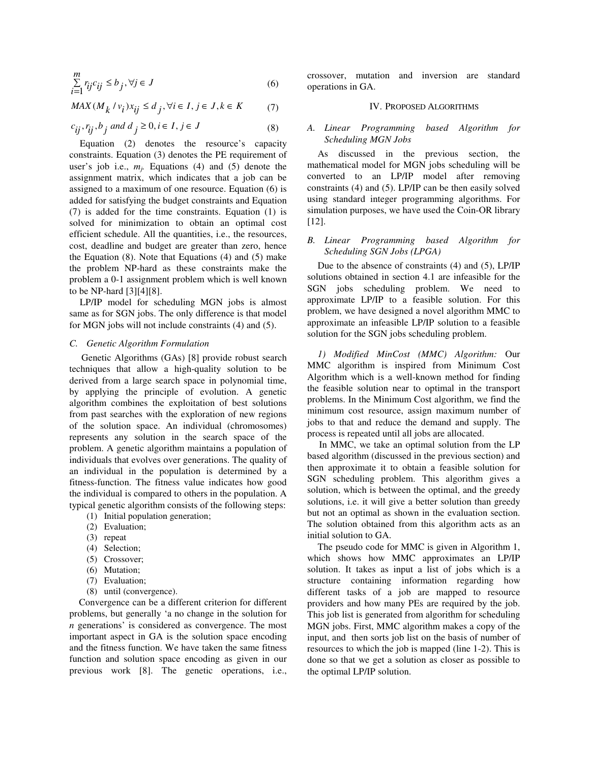$$\sum_{i=1}^{m} r_{ij}c_{ij} \leq b_j, \forall j \in J \tag{6}$$

$$MAX(M_k / v_i)x_{ij} \leq d_j, \forall i \in I, j \in J, k \in K \tag{7}$$

$$c_{ij}, r_{ij}, b_j \text{ and } d_j \geq 0, i \in I, j \in J \tag{8}$$

Equation (2) denotes the resource's capacity constraints. Equation (3) denotes the PE requirement of user's job i.e., $m_j$. Equations (4) and (5) denote the assignment matrix, which indicates that a job can be assigned to a maximum of one resource. Equation (6) is added for satisfying the budget constraints and Equation (7) is added for the time constraints. Equation (1) is solved for minimization to obtain an optimal cost efficient schedule. All the quantities, i.e., the resources, cost, deadline and budget are greater than zero, hence the Equation (8). Note that Equations (4) and (5) make the problem NP-hard as these constraints make the problem a 0-1 assignment problem which is well known to be NP-hard [3][4][8].

LP/IP model for scheduling MGN jobs is almost same as for SGN jobs. The only difference is that model for MGN jobs will not include constraints (4) and (5).

### C. Genetic Algorithm Formulation

Genetic Algorithms (GAs) [8] provide robust search techniques that allow a high-quality solution to be derived from a large search space in polynomial time, by applying the principle of evolution. A genetic algorithm combines the exploitation of best solutions from past searches with the exploration of new regions of the solution space. An individual (chromosomes) represents any solution in the search space of the problem. A genetic algorithm maintains a population of individuals that evolves over generations. The quality of an individual in the population is determined by a fitness-function. The fitness value indicates how good the individual is compared to others in the population. A typical genetic algorithm consists of the following steps:

(1) Initial population generation;
(2) Evaluation;
(3) repeat
(4) Selection;
(5) Crossover;
(6) Mutation;
(7) Evaluation;
(8) until (convergence).

Convergence can be a different criterion for different problems, but generally 'a no change in the solution for *n* generations' is considered as convergence. The most important aspect in GA is the solution space encoding and the fitness function. We have taken the same fitness function and solution space encoding as given in our previous work [8]. The genetic operations, i.e., crossover, mutation and inversion are standard operations in GA.

## IV. Proposed Algorithms

### A. Linear Programming based Algorithm for Scheduling MGN Jobs

As discussed in the previous section, the mathematical model for MGN jobs scheduling will be converted to an LP/IP model after removing constraints (4) and (5). LP/IP can be then easily solved using standard integer programming algorithms. For simulation purposes, we have used the Coin-OR library [12].

### B. Linear Programming based Algorithm for Scheduling SGN Jobs (LPGA)

Due to the absence of constraints (4) and (5), LP/IP solutions obtained in section 4.1 are infeasible for the SGN jobs scheduling problem. We need to approximate LP/IP to a feasible solution. For this problem, we have designed a novel algorithm MMC to approximate an infeasible LP/IP solution to a feasible solution for the SGN jobs scheduling problem.

*1) Modified MinCost (MMC) Algorithm:* Our MMC algorithm is inspired from Minimum Cost Algorithm which is a well-known method for finding the feasible solution near to optimal in the transport problems. In the Minimum Cost algorithm, we find the minimum cost resource, assign maximum number of jobs to that and reduce the demand and supply. The process is repeated until all jobs are allocated.

In MMC, we take an optimal solution from the LP based algorithm (discussed in the previous section) and then approximate it to obtain a feasible solution for SGN scheduling problem. This algorithm gives a solution, which is between the optimal, and the greedy solutions, i.e. it will give a better solution than greedy but not an optimal as shown in the evaluation section. The solution obtained from this algorithm acts as an initial solution to GA.

The pseudo code for MMC is given in Algorithm 1, which shows how MMC approximates an LP/IP solution. It takes as input a list of jobs which is a structure containing information regarding how different tasks of a job are mapped to resource providers and how many PEs are required by the job. This job list is generated from algorithm for scheduling MGN jobs. First, MMC algorithm makes a copy of the input, and then sorts job list on the basis of number of resources to which the job is mapped (line 1-2). This is done so that we get a solution as closer as possible to the optimal LP/IP solution.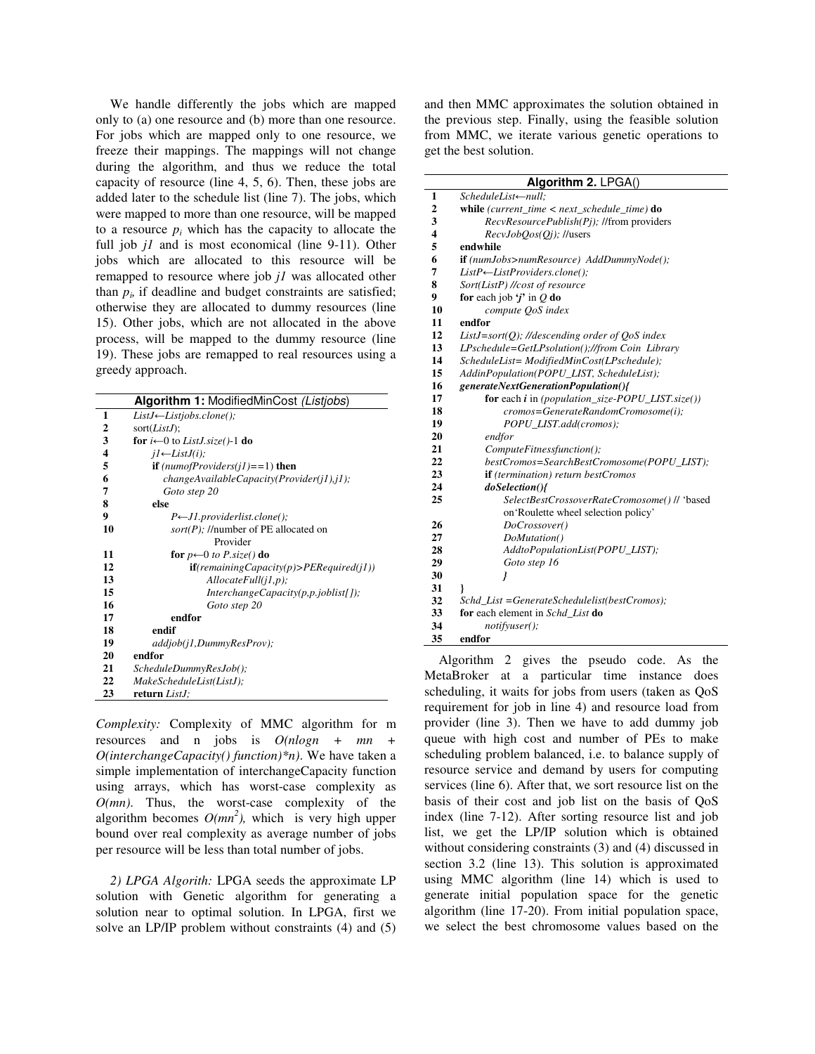We handle differently the jobs which are mapped only to (a) one resource and (b) more than one resource. For jobs which are mapped only to one resource, we freeze their mappings. The mappings will not change during the algorithm, and thus we reduce the total capacity of resource (line 4, 5, 6). Then, these jobs are added later to the schedule list (line 7). The jobs, which were mapped to more than one resource, will be mapped to a resource $p_i$ which has the capacity to allocate the full job *j1* and is most economical (line 9-11). Other jobs which are allocated to this resource will be remapped to resource where job *j1* was allocated other than $p_i$, if deadline and budget constraints are satisfied; otherwise they are allocated to dummy resources (line 15). Other jobs, which are not allocated in the above process, will be mapped to the dummy resource (line 19). These jobs are remapped to real resources using a greedy approach.

**Algorithm 1:** ModifiedMinCost *(Listjobs)*

```
1   ListJ←Listjobs.clone();
2   sort(ListJ);
3   for i←0 to ListJ.size()-1 do
4       j1←ListJ(i);
5       if (numofProviders(j1)==1) then
6           changeAvailableCapacity(Provider(j1),j1);
7           Goto step 20
8       else
9           P←J1.providerlist.clone();
10          sort(P); //number of PE allocated on
                     Provider
11          for p←0 to P.size() do
12              if(remainingCapacity(p)>PERequired(j1))
13                  AllocateFull(j1,p);
15                  InterchangeCapacity(p,p.joblist[]);
16                  Goto step 20
17          endfor
18      endif
19      addjob(j1,DummyResProv);
20  endfor
21  ScheduleDummyResJob();
22  MakeScheduleList(ListJ);
23  return ListJ;
```

*Complexity:* Complexity of MMC algorithm for m resources and n jobs is $O(nlogn + mn + O(interchangeCapacity()\ function)*n)$. We have taken a simple implementation of interchangeCapacity function using arrays, which has worst-case complexity as $O(mn)$. Thus, the worst-case complexity of the algorithm becomes $O(mn^2)$, which is very high upper bound over real complexity as average number of jobs per resource will be less than total number of jobs.

*2) LPGA Algorith:* LPGA seeds the approximate LP solution with Genetic algorithm for generating a solution near to optimal solution. In LPGA, first we solve an LP/IP problem without constraints (4) and (5) and then MMC approximates the solution obtained in the previous step. Finally, using the feasible solution from MMC, we iterate various genetic operations to get the best solution.

**Algorithm 2.** LPGA()

```
1   ScheduleList←null;
2   while (current_time < next_schedule_time) do
3       RecvResourcePublish(Pj); //from providers
4       RecvJobQos(Qj); //users
5   endwhile
6   if (numJobs>numResource) AddDummyNode();
7   ListP←ListProviders.clone();
8   Sort(ListP) //cost of resource
9   for each job 'j' in Q do
10      compute QoS index
11  endfor
12  ListJ=sort(Q); //descending order of QoS index
13  LPschedule=GetLPsolution();//from Coin Library
14  ScheduleList= ModifiedMinCost(LPschedule);
15  AddinPopulation(POPU_LIST, ScheduleList);
16  generateNextGenerationPopulation(){
17      for each i in (population_size-POPU_LIST.size())
18          cromos=GenerateRandomCromosome(i);
19          POPU_LIST.add(cromos);
20      endfor
21      ComputeFitnessfunction();
22      bestCromos=SearchBestCromosome(POPU_LIST);
23      if (termination) return bestCromos
24      doSelection(){
25          SelectBestCrossoverRateCromosome() // 'based
            on'Roulette wheel selection policy'
26          DoCrossover()
27          DoMutation()
28          AddtoPopulationList(POPU_LIST);
29          Goto step 16
30          }
31  }
32  Schd_List =GenerateSchedulelist(bestCromos);
33  for each element in Schd_List do
34      notifyuser();
35  endfor
```

Algorithm 2 gives the pseudo code. As the MetaBroker at a particular time instance does scheduling, it waits for jobs from users (taken as QoS requirement for job in line 4) and resource load from provider (line 3). Then we have to add dummy job queue with high cost and number of PEs to make scheduling problem balanced, i.e. to balance supply of resource service and demand by users for computing services (line 6). After that, we sort resource list on the basis of their cost and job list on the basis of QoS index (line 7-12). After sorting resource list and job list, we get the LP/IP solution which is obtained without considering constraints (3) and (4) discussed in section 3.2 (line 13). This solution is approximated using MMC algorithm (line 14) which is used to generate initial population space for the genetic algorithm (line 17-20). From initial population space, we select the best chromosome values based on the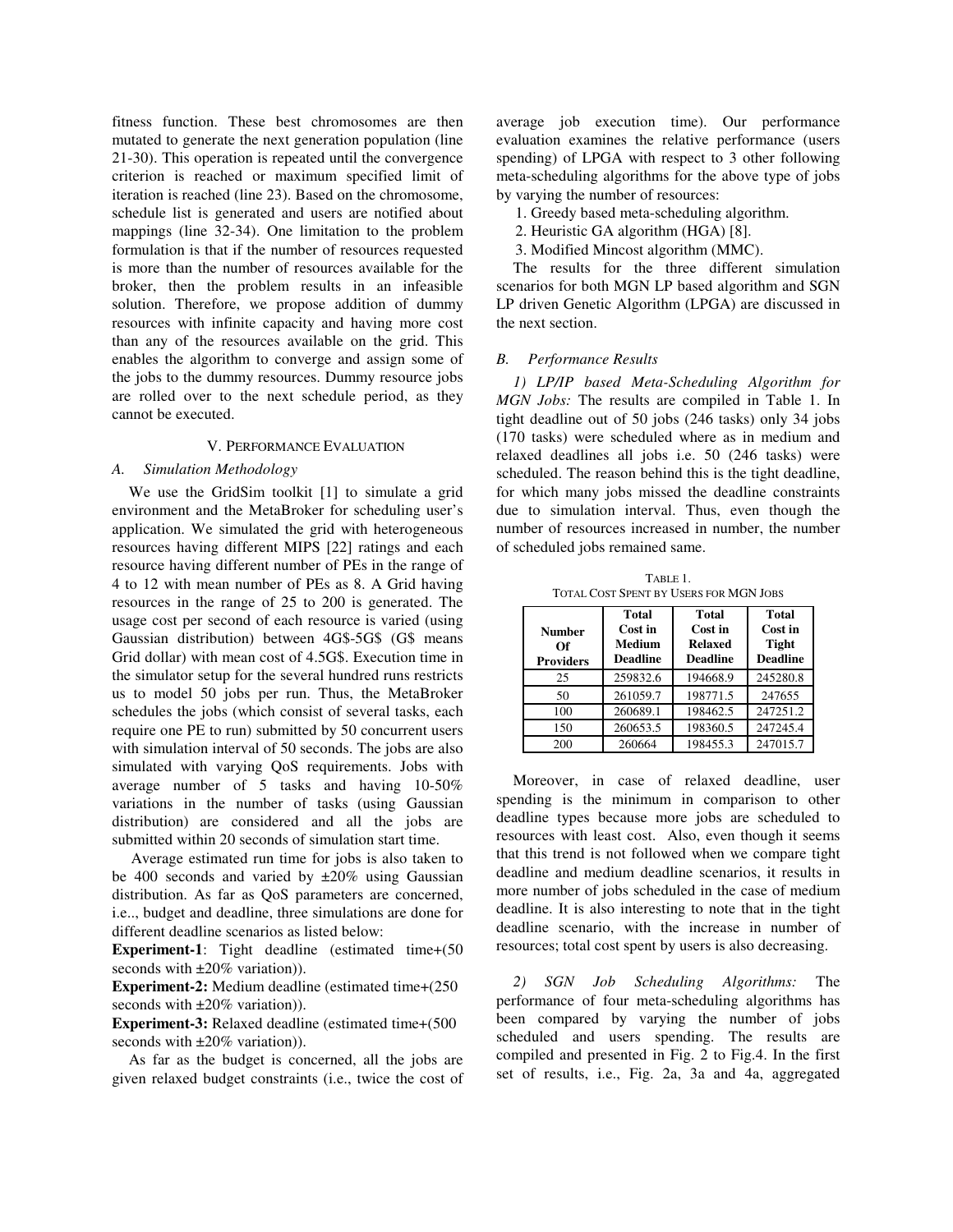fitness function. These best chromosomes are then mutated to generate the next generation population (line 21-30). This operation is repeated until the convergence criterion is reached or maximum specified limit of iteration is reached (line 23). Based on the chromosome, schedule list is generated and users are notified about mappings (line 32-34). One limitation to the problem formulation is that if the number of resources requested is more than the number of resources available for the broker, then the problem results in an infeasible solution. Therefore, we propose addition of dummy resources with infinite capacity and having more cost than any of the resources available on the grid. This enables the algorithm to converge and assign some of the jobs to the dummy resources. Dummy resource jobs are rolled over to the next schedule period, as they cannot be executed.

## V. Performance Evaluation

### *A. Simulation Methodology*

We use the GridSim toolkit [1] to simulate a grid environment and the MetaBroker for scheduling user's application. We simulated the grid with heterogeneous resources having different MIPS [22] ratings and each resource having different number of PEs in the range of 4 to 12 with mean number of PEs as 8. A Grid having resources in the range of 25 to 200 is generated. The usage cost per second of each resource is varied (using Gaussian distribution) between 4G$-5G$ (G$ means Grid dollar) with mean cost of 4.5G$. Execution time in the simulator setup for the several hundred runs restricts us to model 50 jobs per run. Thus, the MetaBroker schedules the jobs (which consist of several tasks, each require one PE to run) submitted by 50 concurrent users with simulation interval of 50 seconds. The jobs are also simulated with varying QoS requirements. Jobs with average number of 5 tasks and having 10-50% variations in the number of tasks (using Gaussian distribution) are considered and all the jobs are submitted within 20 seconds of simulation start time.

Average estimated run time for jobs is also taken to be 400 seconds and varied by ±20% using Gaussian distribution. As far as QoS parameters are concerned, i.e.., budget and deadline, three simulations are done for different deadline scenarios as listed below:

**Experiment-1**: Tight deadline (estimated time+(50 seconds with ±20% variation)).

**Experiment-2:** Medium deadline (estimated time+(250 seconds with ±20% variation)).

**Experiment-3:** Relaxed deadline (estimated time+(500 seconds with ±20% variation)).

As far as the budget is concerned, all the jobs are given relaxed budget constraints (i.e., twice the cost of average job execution time). Our performance evaluation examines the relative performance (users spending) of LPGA with respect to 3 other following meta-scheduling algorithms for the above type of jobs by varying the number of resources:

1. Greedy based meta-scheduling algorithm.
2. Heuristic GA algorithm (HGA) [8].
3. Modified Mincost algorithm (MMC).

The results for the three different simulation scenarios for both MGN LP based algorithm and SGN LP driven Genetic Algorithm (LPGA) are discussed in the next section.

### *B. Performance Results*

*1) LP/IP based Meta-Scheduling Algorithm for MGN Jobs:* The results are compiled in Table 1. In tight deadline out of 50 jobs (246 tasks) only 34 jobs (170 tasks) were scheduled where as in medium and relaxed deadlines all jobs i.e. 50 (246 tasks) were scheduled. The reason behind this is the tight deadline, for which many jobs missed the deadline constraints due to simulation interval. Thus, even though the number of resources increased in number, the number of scheduled jobs remained same.

TABLE 1.
TOTAL COST SPENT BY USERS FOR MGN JOBS

| Number Of Providers | Total Cost in Medium Deadline | Total Cost in Relaxed Deadline | Total Cost in Tight Deadline |
|---|---|---|---|
| 25 | 259832.6 | 194668.9 | 245280.8 |
| 50 | 261059.7 | 198771.5 | 247655 |
| 100 | 260689.1 | 198462.5 | 247251.2 |
| 150 | 260653.5 | 198360.5 | 247245.4 |
| 200 | 260664 | 198455.3 | 247015.7 |

Moreover, in case of relaxed deadline, user spending is the minimum in comparison to other deadline types because more jobs are scheduled to resources with least cost. Also, even though it seems that this trend is not followed when we compare tight deadline and medium deadline scenarios, it results in more number of jobs scheduled in the case of medium deadline. It is also interesting to note that in the tight deadline scenario, with the increase in number of resources; total cost spent by users is also decreasing.

*2) SGN Job Scheduling Algorithms:* The performance of four meta-scheduling algorithms has been compared by varying the number of jobs scheduled and users spending. The results are compiled and presented in Fig. 2 to Fig.4. In the first set of results, i.e., Fig. 2a, 3a and 4a, aggregated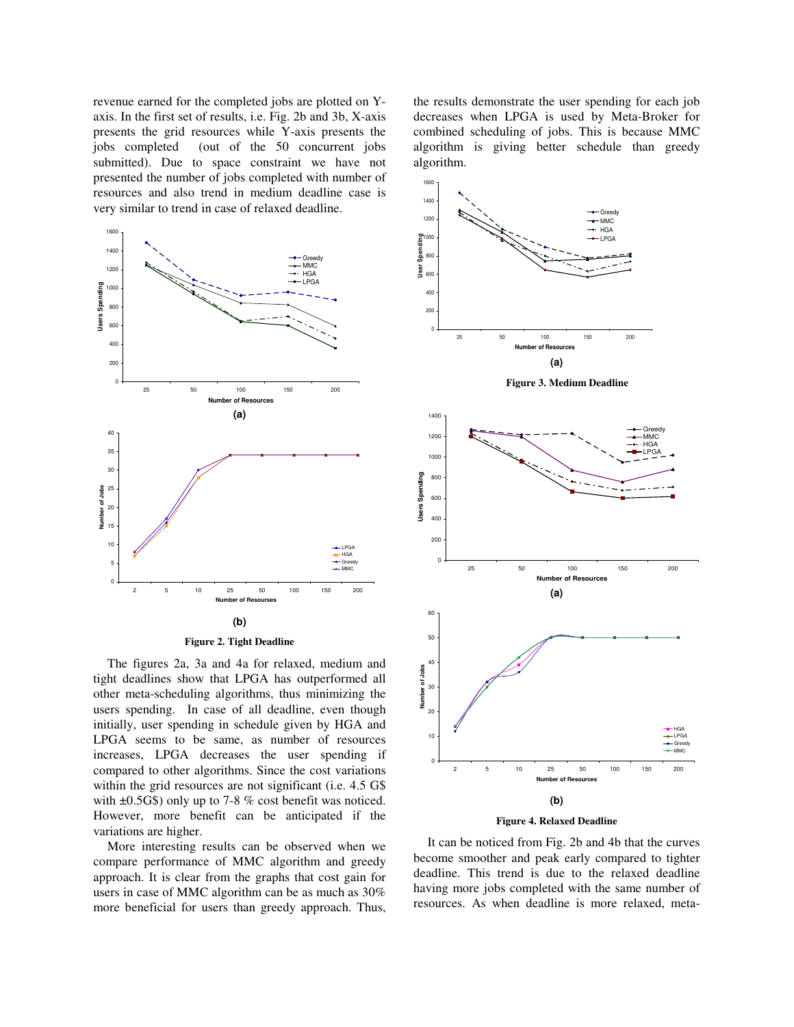revenue earned for the completed jobs are plotted on Y-axis. In the first set of results, i.e. Fig. 2b and 3b, X-axis presents the grid resources while Y-axis presents the jobs completed (out of the 50 concurrent jobs submitted). Due to space constraint we have not presented the number of jobs completed with number of resources and also trend in medium deadline case is very similar to trend in case of relaxed deadline.

**(a)**

**(b)**

**Figure 2. Tight Deadline**

The figures 2a, 3a and 4a for relaxed, medium and tight deadlines show that LPGA has outperformed all other meta-scheduling algorithms, thus minimizing the users spending. In case of all deadline, even though initially, user spending in schedule given by HGA and LPGA seems to be same, as number of resources increases, LPGA decreases the user spending if compared to other algorithms. Since the cost variations within the grid resources are not significant (i.e. 4.5 G$ with ±0.5G$) only up to 7-8 % cost benefit was noticed. However, more benefit can be anticipated if the variations are higher.

More interesting results can be observed when we compare performance of MMC algorithm and greedy approach. It is clear from the graphs that cost gain for users in case of MMC algorithm can be as much as 30% more beneficial for users than greedy approach. Thus, the results demonstrate the user spending for each job decreases when LPGA is used by Meta-Broker for combined scheduling of jobs. This is because MMC algorithm is giving better schedule than greedy algorithm.

**(a)**

**Figure 3. Medium Deadline**

**(a)**

**(b)**

**Figure 4. Relaxed Deadline**

It can be noticed from Fig. 2b and 4b that the curves become smoother and peak early compared to tighter deadline. This trend is due to the relaxed deadline having more jobs completed with the same number of resources. As when deadline is more relaxed, meta-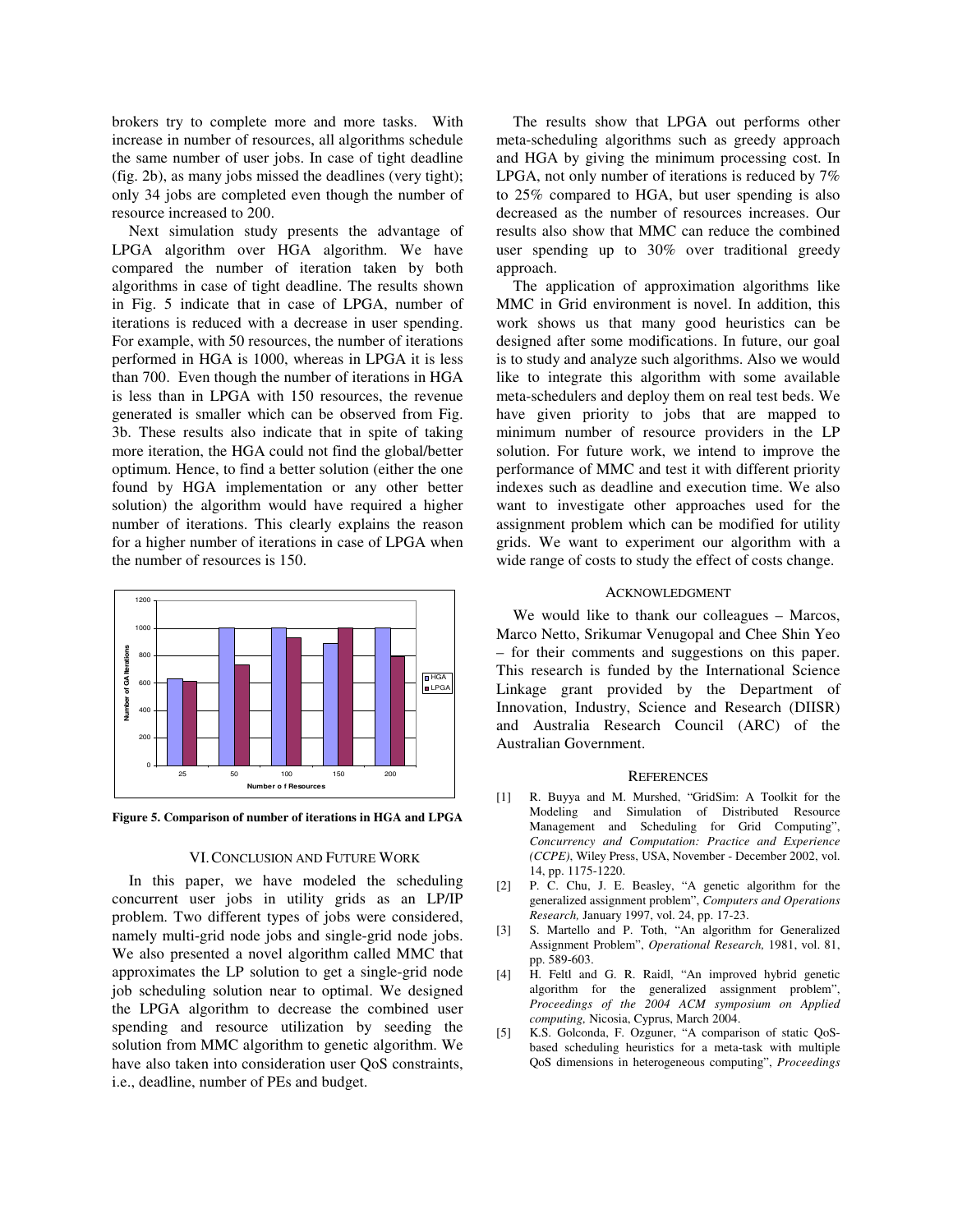brokers try to complete more and more tasks. With increase in number of resources, all algorithms schedule the same number of user jobs. In case of tight deadline (fig. 2b), as many jobs missed the deadlines (very tight); only 34 jobs are completed even though the number of resource increased to 200.

Next simulation study presents the advantage of LPGA algorithm over HGA algorithm. We have compared the number of iteration taken by both algorithms in case of tight deadline. The results shown in Fig. 5 indicate that in case of LPGA, number of iterations is reduced with a decrease in user spending. For example, with 50 resources, the number of iterations performed in HGA is 1000, whereas in LPGA it is less than 700. Even though the number of iterations in HGA is less than in LPGA with 150 resources, the revenue generated is smaller which can be observed from Fig. 3b. These results also indicate that in spite of taking more iteration, the HGA could not find the global/better optimum. Hence, to find a better solution (either the one found by HGA implementation or any other better solution) the algorithm would have required a higher number of iterations. This clearly explains the reason for a higher number of iterations in case of LPGA when the number of resources is 150.

**Figure 5. Comparison of number of iterations in HGA and LPGA**

## VI. Conclusion and Future Work

In this paper, we have modeled the scheduling concurrent user jobs in utility grids as an LP/IP problem. Two different types of jobs were considered, namely multi-grid node jobs and single-grid node jobs. We also presented a novel algorithm called MMC that approximates the LP solution to get a single-grid node job scheduling solution near to optimal. We designed the LPGA algorithm to decrease the combined user spending and resource utilization by seeding the solution from MMC algorithm to genetic algorithm. We have also taken into consideration user QoS constraints, i.e., deadline, number of PEs and budget.

The results show that LPGA out performs other meta-scheduling algorithms such as greedy approach and HGA by giving the minimum processing cost. In LPGA, not only number of iterations is reduced by 7% to 25% compared to HGA, but user spending is also decreased as the number of resources increases. Our results also show that MMC can reduce the combined user spending up to 30% over traditional greedy approach.

The application of approximation algorithms like MMC in Grid environment is novel. In addition, this work shows us that many good heuristics can be designed after some modifications. In future, our goal is to study and analyze such algorithms. Also we would like to integrate this algorithm with some available meta-schedulers and deploy them on real test beds. We have given priority to jobs that are mapped to minimum number of resource providers in the LP solution. For future work, we intend to improve the performance of MMC and test it with different priority indexes such as deadline and execution time. We also want to investigate other approaches used for the assignment problem which can be modified for utility grids. We want to experiment our algorithm with a wide range of costs to study the effect of costs change.

## Acknowledgment

We would like to thank our colleagues – Marcos, Marco Netto, Srikumar Venugopal and Chee Shin Yeo – for their comments and suggestions on this paper. This research is funded by the International Science Linkage grant provided by the Department of Innovation, Industry, Science and Research (DIISR) and Australia Research Council (ARC) of the Australian Government.

## References

[1] R. Buyya and M. Murshed, "GridSim: A Toolkit for the Modeling and Simulation of Distributed Resource Management and Scheduling for Grid Computing", *Concurrency and Computation: Practice and Experience (CCPE)*, Wiley Press, USA, November - December 2002, vol. 14, pp. 1175-1220.

[2] P. C. Chu, J. E. Beasley, "A genetic algorithm for the generalized assignment problem", *Computers and Operations Research,* January 1997, vol. 24, pp. 17-23.

[3] S. Martello and P. Toth, "An algorithm for Generalized Assignment Problem", *Operational Research,* 1981, vol. 81, pp. 589-603.

[4] H. Feltl and G. R. Raidl, "An improved hybrid genetic algorithm for the generalized assignment problem", *Proceedings of the 2004 ACM symposium on Applied computing,* Nicosia, Cyprus, March 2004.

[5] K.S. Golconda, F. Ozguner, "A comparison of static QoS-based scheduling heuristics for a meta-task with multiple QoS dimensions in heterogeneous computing", *Proceedings*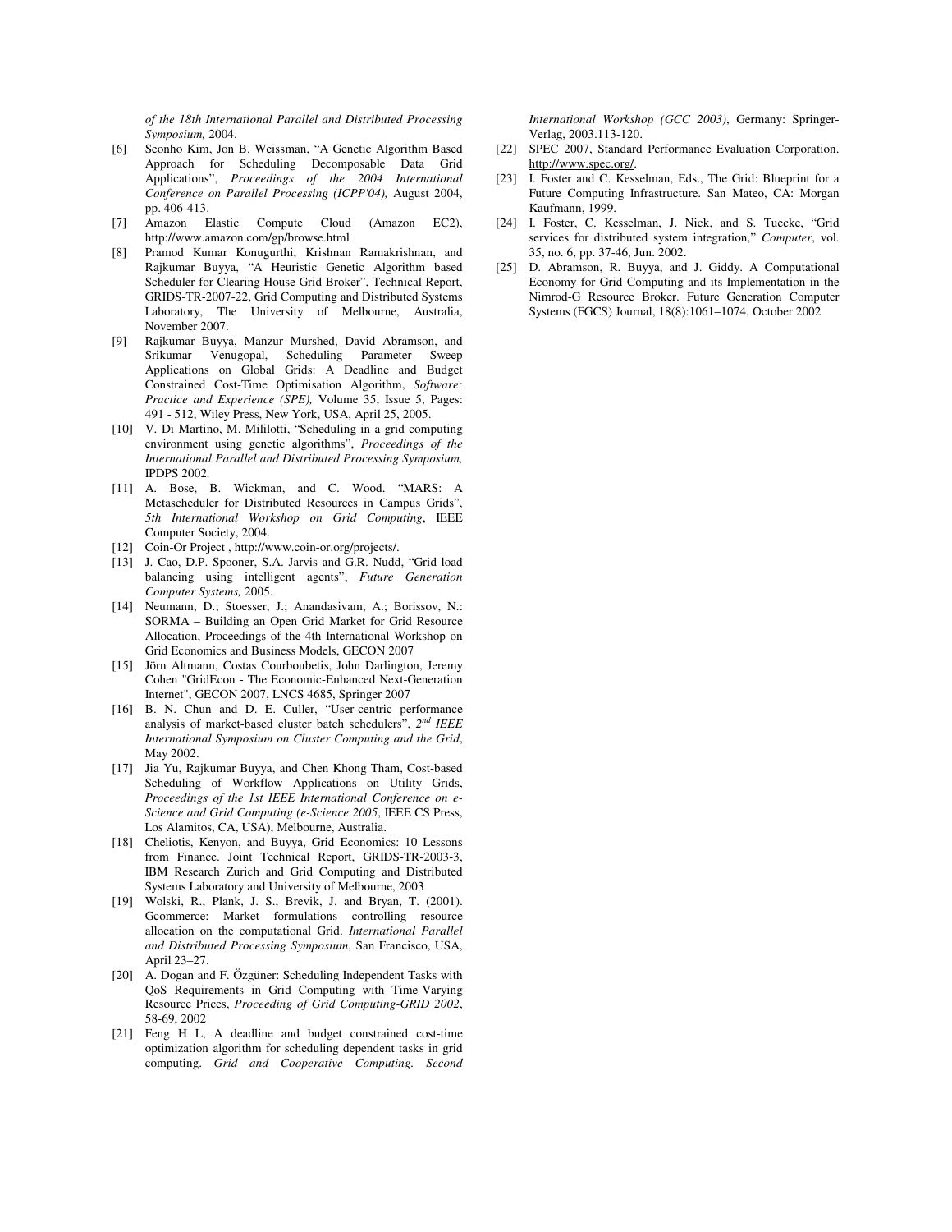*of the 18th International Parallel and Distributed Processing Symposium,* 2004.

[6] Seonho Kim, Jon B. Weissman, "A Genetic Algorithm Based Approach for Scheduling Decomposable Data Grid Applications", *Proceedings of the 2004 International Conference on Parallel Processing (ICPP'04),* August 2004, pp. 406-413.

[7] Amazon Elastic Compute Cloud (Amazon EC2), http://www.amazon.com/gp/browse.html

[8] Pramod Kumar Konugurthi, Krishnan Ramakrishnan, and Rajkumar Buyya, "A Heuristic Genetic Algorithm based Scheduler for Clearing House Grid Broker", Technical Report, GRIDS-TR-2007-22, Grid Computing and Distributed Systems Laboratory, The University of Melbourne, Australia, November 2007.

[9] Rajkumar Buyya, Manzur Murshed, David Abramson, and Srikumar Venugopal, Scheduling Parameter Sweep Applications on Global Grids: A Deadline and Budget Constrained Cost-Time Optimisation Algorithm, *Software: Practice and Experience (SPE),* Volume 35, Issue 5, Pages: 491 - 512, Wiley Press, New York, USA, April 25, 2005.

[10] V. Di Martino, M. Mililotti, "Scheduling in a grid computing environment using genetic algorithms", *Proceedings of the International Parallel and Distributed Processing Symposium,* IPDPS 2002.

[11] A. Bose, B. Wickman, and C. Wood. "MARS: A Metascheduler for Distributed Resources in Campus Grids", *5th International Workshop on Grid Computing*, IEEE Computer Society, 2004.

[12] Coin-Or Project , http://www.coin-or.org/projects/.

[13] J. Cao, D.P. Spooner, S.A. Jarvis and G.R. Nudd, "Grid load balancing using intelligent agents", *Future Generation Computer Systems,* 2005.

[14] Neumann, D.; Stoesser, J.; Anandasivam, A.; Borissov, N.: SORMA – Building an Open Grid Market for Grid Resource Allocation, Proceedings of the 4th International Workshop on Grid Economics and Business Models, GECON 2007

[15] Jörn Altmann, Costas Courboubetis, John Darlington, Jeremy Cohen "GridEcon - The Economic-Enhanced Next-Generation Internet", GECON 2007, LNCS 4685, Springer 2007

[16] B. N. Chun and D. E. Culler, "User-centric performance analysis of market-based cluster batch schedulers", *2nd IEEE International Symposium on Cluster Computing and the Grid*, May 2002.

[17] Jia Yu, Rajkumar Buyya, and Chen Khong Tham, Cost-based Scheduling of Workflow Applications on Utility Grids, *Proceedings of the 1st IEEE International Conference on e-Science and Grid Computing (e-Science 2005*, IEEE CS Press, Los Alamitos, CA, USA), Melbourne, Australia.

[18] Cheliotis, Kenyon, and Buyya, Grid Economics: 10 Lessons from Finance. Joint Technical Report, GRIDS-TR-2003-3, IBM Research Zurich and Grid Computing and Distributed Systems Laboratory and University of Melbourne, 2003

[19] Wolski, R., Plank, J. S., Brevik, J. and Bryan, T. (2001). Gcommerce: Market formulations controlling resource allocation on the computational Grid. *International Parallel and Distributed Processing Symposium*, San Francisco, USA, April 23–27.

[20] A. Dogan and F. Özgüner: Scheduling Independent Tasks with QoS Requirements in Grid Computing with Time-Varying Resource Prices, *Proceeding of Grid Computing-GRID 2002*, 58-69, 2002

[21] Feng H L, A deadline and budget constrained cost-time optimization algorithm for scheduling dependent tasks in grid computing. *Grid and Cooperative Computing. Second International Workshop (GCC 2003)*, Germany: Springer-Verlag, 2003.113-120.

[22] SPEC 2007, Standard Performance Evaluation Corporation. http://www.spec.org/.

[23] I. Foster and C. Kesselman, Eds., The Grid: Blueprint for a Future Computing Infrastructure. San Mateo, CA: Morgan Kaufmann, 1999.

[24] I. Foster, C. Kesselman, J. Nick, and S. Tuecke, "Grid services for distributed system integration," *Computer*, vol. 35, no. 6, pp. 37-46, Jun. 2002.

[25] D. Abramson, R. Buyya, and J. Giddy. A Computational Economy for Grid Computing and its Implementation in the Nimrod-G Resource Broker. Future Generation Computer Systems (FGCS) Journal, 18(8):1061–1074, October 2002